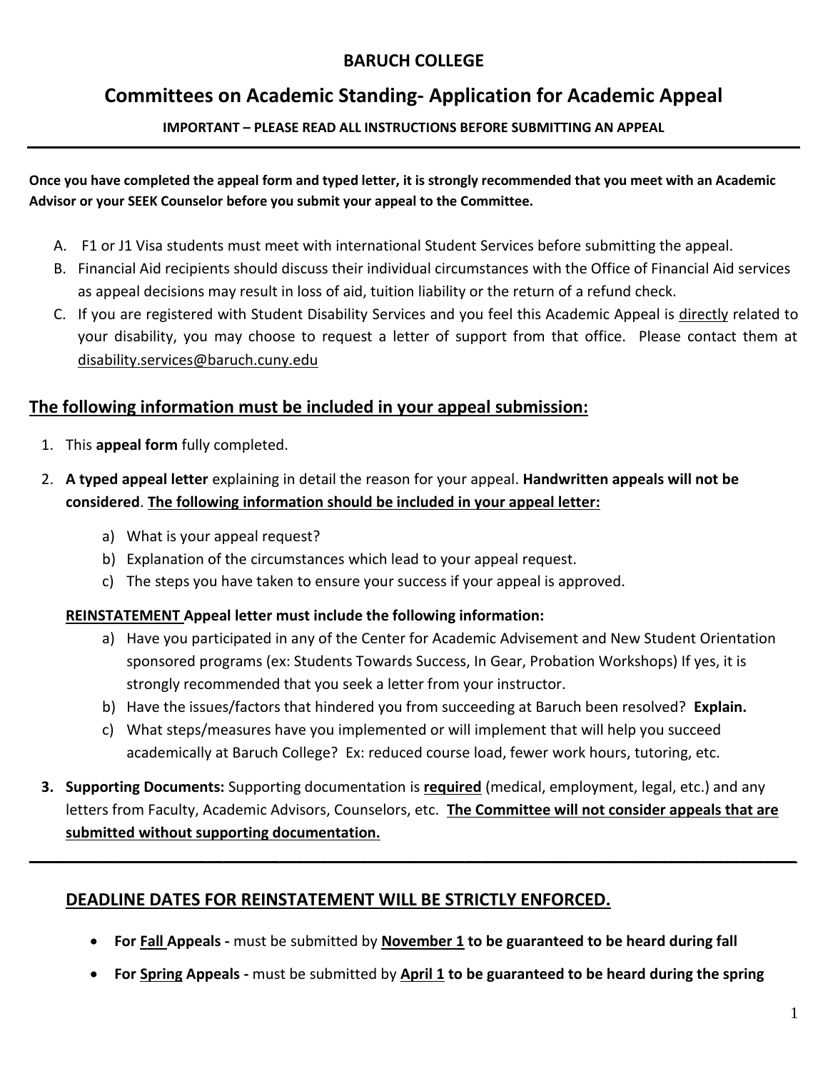# BARUCH COLLEGE

## Committees on Academic Standing- Application for Academic Appeal

**IMPORTANT – PLEASE READ ALL INSTRUCTIONS BEFORE SUBMITTING AN APPEAL**

---

**Once you have completed the appeal form and typed letter, it is strongly recommended that you meet with an Academic Advisor or your SEEK Counselor before you submit your appeal to the Committee.**

A. F1 or J1 Visa students must meet with international Student Services before submitting the appeal.
B. Financial Aid recipients should discuss their individual circumstances with the Office of Financial Aid services as appeal decisions may result in loss of aid, tuition liability or the return of a refund check.
C. If you are registered with Student Disability Services and you feel this Academic Appeal is directly related to your disability, you may choose to request a letter of support from that office. Please contact them at disability.services@baruch.cuny.edu

## The following information must be included in your appeal submission:

1. This **appeal form** fully completed.
2. **A typed appeal letter** explaining in detail the reason for your appeal. **Handwritten appeals will not be considered**. **The following information should be included in your appeal letter:**
   a) What is your appeal request?
   b) Explanation of the circumstances which lead to your appeal request.
   c) The steps you have taken to ensure your success if your appeal is approved.

   **REINSTATEMENT Appeal letter must include the following information:**
   a) Have you participated in any of the Center for Academic Advisement and New Student Orientation sponsored programs (ex: Students Towards Success, In Gear, Probation Workshops) If yes, it is strongly recommended that you seek a letter from your instructor.
   b) Have the issues/factors that hindered you from succeeding at Baruch been resolved? **Explain.**
   c) What steps/measures have you implemented or will implement that will help you succeed academically at Baruch College? Ex: reduced course load, fewer work hours, tutoring, etc.
3. **Supporting Documents:** Supporting documentation is **required** (medical, employment, legal, etc.) and any letters from Faculty, Academic Advisors, Counselors, etc. **The Committee will not consider appeals that are submitted without supporting documentation.**

---

## DEADLINE DATES FOR REINSTATEMENT WILL BE STRICTLY ENFORCED.

- **For Fall Appeals -** must be submitted by **November 1 to be guaranteed to be heard during fall**
- **For Spring Appeals -** must be submitted by **April 1 to be guaranteed to be heard during the spring**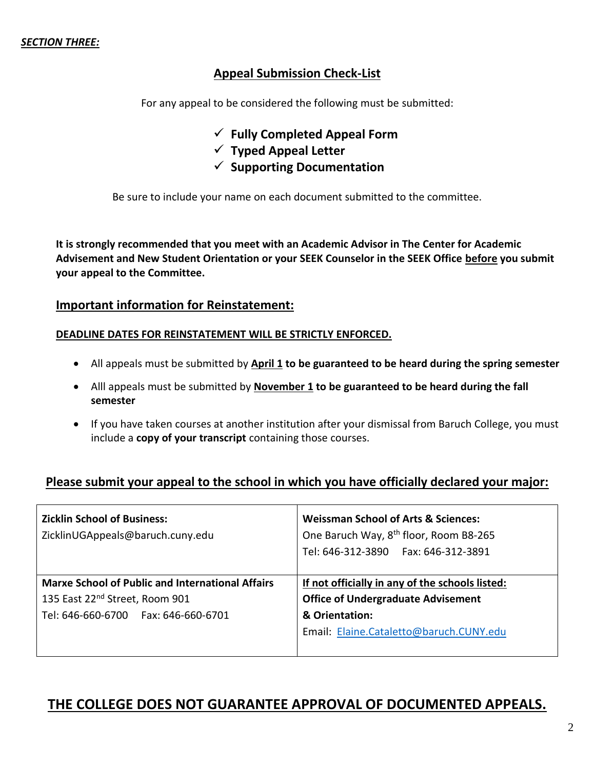***SECTION THREE:***

## Appeal Submission Check-List

For any appeal to be considered the following must be submitted:

- ✓ **Fully Completed Appeal Form**
- ✓ **Typed Appeal Letter**
- ✓ **Supporting Documentation**

Be sure to include your name on each document submitted to the committee.

**It is strongly recommended that you meet with an Academic Advisor in The Center for Academic Advisement and New Student Orientation or your SEEK Counselor in the SEEK Office <u>before</u> you submit your appeal to the Committee.**

## Important information for Reinstatement:

**<u>DEADLINE DATES FOR REINSTATEMENT WILL BE STRICTLY ENFORCED.</u>**

- All appeals must be submitted by **<u>April 1</u> to be guaranteed to be heard during the spring semester**
- Alll appeals must be submitted by **<u>November 1</u> to be guaranteed to be heard during the fall semester**
- If you have taken courses at another institution after your dismissal from Baruch College, you must include a **copy of your transcript** containing those courses.

## Please submit your appeal to the school in which you have officially declared your major:

| | |
|---|---|
| **Zicklin School of Business:**<br>ZicklinUGAppeals@baruch.cuny.edu | **Weissman School of Arts & Sciences:**<br>One Baruch Way, 8th floor, Room B8-265<br>Tel: 646-312-3890 Fax: 646-312-3891 |
| **Marxe School of Public and International Affairs**<br>135 East 22nd Street, Room 901<br>Tel: 646-660-6700 Fax: 646-660-6701 | **<u>If not officially in any of the schools listed:</u>**<br>**Office of Undergraduate Advisement & Orientation:**<br>Email: Elaine.Cataletto@baruch.CUNY.edu |

## THE COLLEGE DOES NOT GUARANTEE APPROVAL OF DOCUMENTED APPEALS.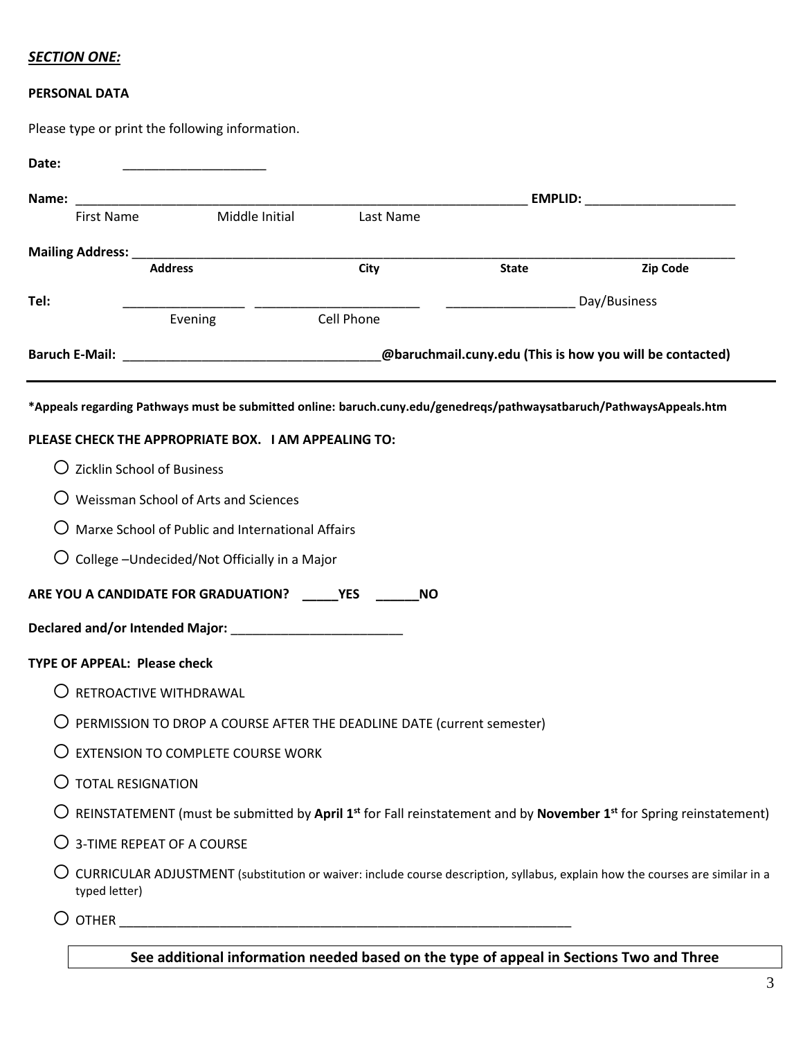***SECTION ONE:***

**PERSONAL DATA**

Please type or print the following information.

**Date:** ____________________

**Name:** ________________________________________________ **EMPLID:** ____________________

First Name Middle Initial Last Name

**Mailing Address:** ________________________________________________________________

**Address** **City** **State** **Zip Code**

**Tel:** ________________ ______________________ _________________ Day/Business

Evening Cell Phone

**Baruch E-Mail:** __________________________________**@baruchmail.cuny.edu (This is how you will be contacted)**

---

**\*Appeals regarding Pathways must be submitted online: baruch.cuny.edu/genedreqs/pathwaysatbaruch/PathwaysAppeals.htm**

**PLEASE CHECK THE APPROPRIATE BOX. I AM APPEALING TO:**

- ○ Zicklin School of Business
- ○ Weissman School of Arts and Sciences
- ○ Marxe School of Public and International Affairs
- ○ College –Undecided/Not Officially in a Major

**ARE YOU A CANDIDATE FOR GRADUATION? _____YES ______NO**

**Declared and/or Intended Major:** ________________________

**TYPE OF APPEAL: Please check**

- ○ RETROACTIVE WITHDRAWAL
- ○ PERMISSION TO DROP A COURSE AFTER THE DEADLINE DATE (current semester)
- ○ EXTENSION TO COMPLETE COURSE WORK
- ○ TOTAL RESIGNATION
- ○ REINSTATEMENT (must be submitted by **April 1st** for Fall reinstatement and by **November 1st** for Spring reinstatement)
- ○ 3-TIME REPEAT OF A COURSE
- ○ CURRICULAR ADJUSTMENT (substitution or waiver: include course description, syllabus, explain how the courses are similar in a typed letter)
- ○ OTHER ______________________________________________________________

**See additional information needed based on the type of appeal in Sections Two and Three**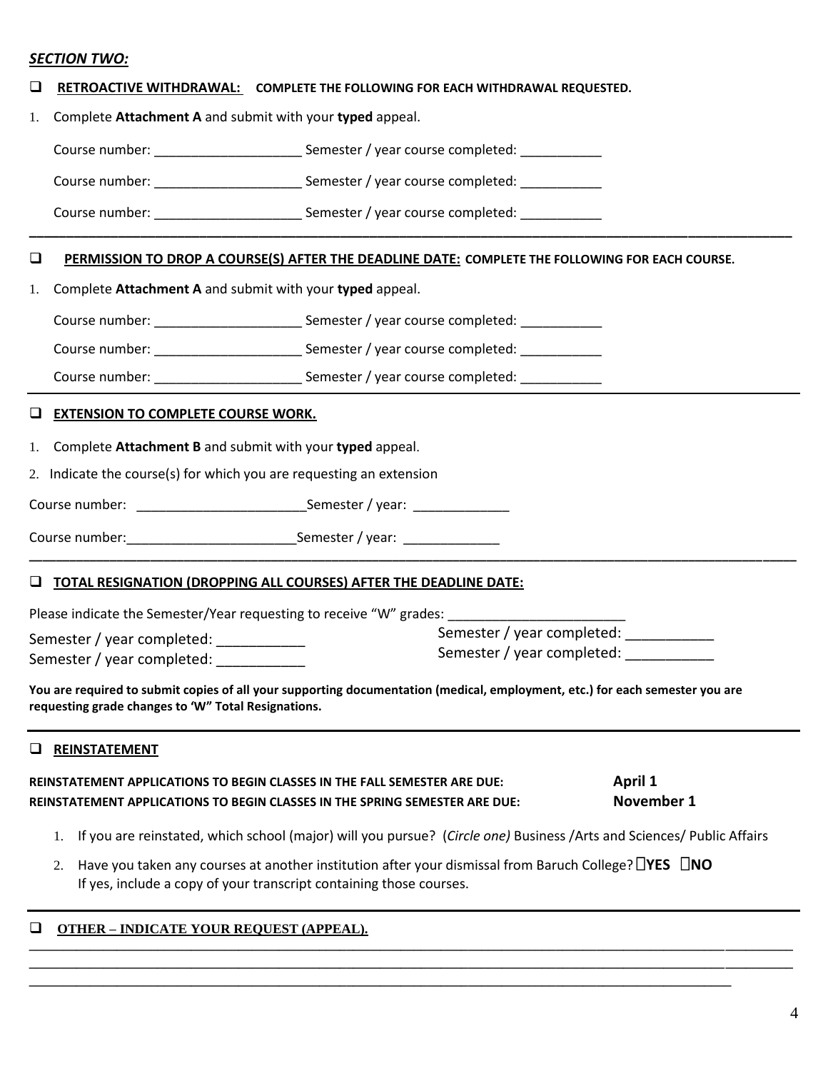***SECTION TWO:***

☐ **RETROACTIVE WITHDRAWAL:** **COMPLETE THE FOLLOWING FOR EACH WITHDRAWAL REQUESTED.**

1. Complete **Attachment A** and submit with your **typed** appeal.

Course number: ____________________ Semester / year course completed: ___________

Course number: ____________________ Semester / year course completed: ___________

Course number: ____________________ Semester / year course completed: ___________

---

☐ **PERMISSION TO DROP A COURSE(S) AFTER THE DEADLINE DATE:** **COMPLETE THE FOLLOWING FOR EACH COURSE.**

1. Complete **Attachment A** and submit with your **typed** appeal.

Course number: ____________________ Semester / year course completed: ___________

Course number: ____________________ Semester / year course completed: ___________

Course number: ____________________ Semester / year course completed: ___________

---

☐ **EXTENSION TO COMPLETE COURSE WORK.**

1. Complete **Attachment B** and submit with your **typed** appeal.
2. Indicate the course(s) for which you are requesting an extension

Course number: _______________________ Semester / year: _____________

Course number: _______________________ Semester / year: _____________

---

☐ **TOTAL RESIGNATION (DROPPING ALL COURSES) AFTER THE DEADLINE DATE:**

Please indicate the Semester/Year requesting to receive "W" grades: ________________________

Semester / year completed: ___________

Semester / year completed: ___________

Semester / year completed: ___________

Semester / year completed: ___________

**You are required to submit copies of all your supporting documentation (medical, employment, etc.) for each semester you are requesting grade changes to 'W" Total Resignations.**

---

☐ **REINSTATEMENT**

**REINSTATEMENT APPLICATIONS TO BEGIN CLASSES IN THE FALL SEMESTER ARE DUE:** **April 1**

**REINSTATEMENT APPLICATIONS TO BEGIN CLASSES IN THE SPRING SEMESTER ARE DUE:** **November 1**

1. If you are reinstated, which school (major) will you pursue? (*Circle one)* Business /Arts and Sciences/ Public Affairs
2. Have you taken any courses at another institution after your dismissal from Baruch College? ☐**YES** ☐**NO**
   If yes, include a copy of your transcript containing those courses.

---

☐ **OTHER – INDICATE YOUR REQUEST (APPEAL).**

______________________________________________________________________________________________

______________________________________________________________________________________________

______________________________________________________________________________________________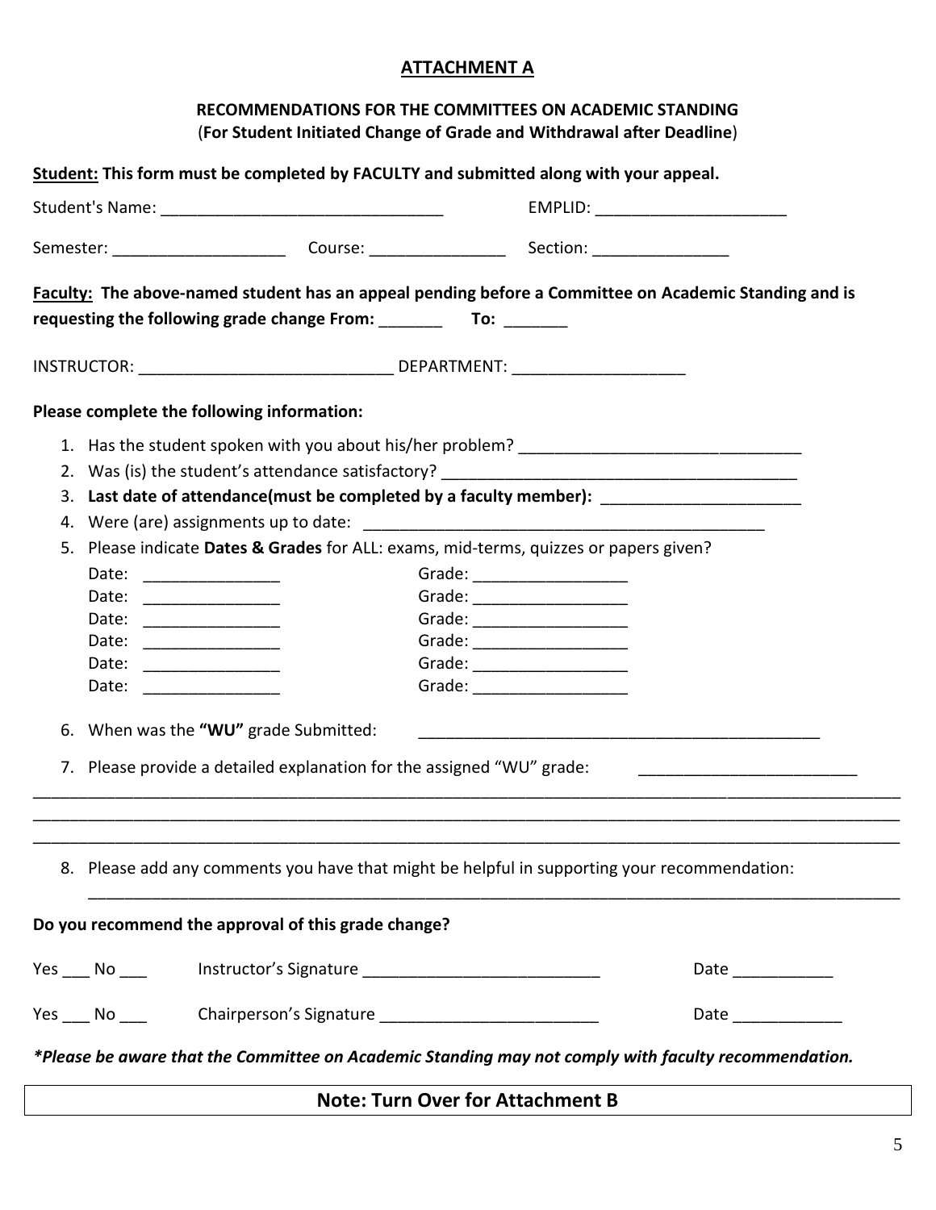## ATTACHMENT A

### RECOMMENDATIONS FOR THE COMMITTEES ON ACADEMIC STANDING
(**For Student Initiated Change of Grade and Withdrawal after Deadline**)

**Student: This form must be completed by FACULTY and submitted along with your appeal.**

Student's Name: _______________________________ EMPLID: _____________________

Semester: ___________________ Course: _______________ Section: _______________

**Faculty: The above-named student has an appeal pending before a Committee on Academic Standing and is requesting the following grade change From: _______ To: _______**

INSTRUCTOR: ____________________________ DEPARTMENT: ___________________

**Please complete the following information:**

1. Has the student spoken with you about his/her problem? _______________________________
2. Was (is) the student's attendance satisfactory? _______________________________________
3. **Last date of attendance(must be completed by a faculty member):** _____________________
4. Were (are) assignments up to date: ____________________________________________
5. Please indicate **Dates & Grades** for ALL: exams, mid-terms, quizzes or papers given?

   Date: _______________ Grade: _________________
   Date: _______________ Grade: _________________
   Date: _______________ Grade: _________________
   Date: _______________ Grade: _________________
   Date: _______________ Grade: _________________
   Date: _______________ Grade: _________________

6. When was the **"WU"** grade Submitted: ______________________________________________
7. Please provide a detailed explanation for the assigned "WU" grade: ________________________

___________________________________________________________________________________________
___________________________________________________________________________________________
___________________________________________________________________________________________

8. Please add any comments you have that might be helpful in supporting your recommendation:

   ______________________________________________________________________________________

**Do you recommend the approval of this grade change?**

Yes ___ No ___ Instructor's Signature __________________________ Date ___________

Yes ___ No ___ Chairperson's Signature ________________________ Date ____________

***Please be aware that the Committee on Academic Standing may not comply with faculty recommendation.***

**Note: Turn Over for Attachment B**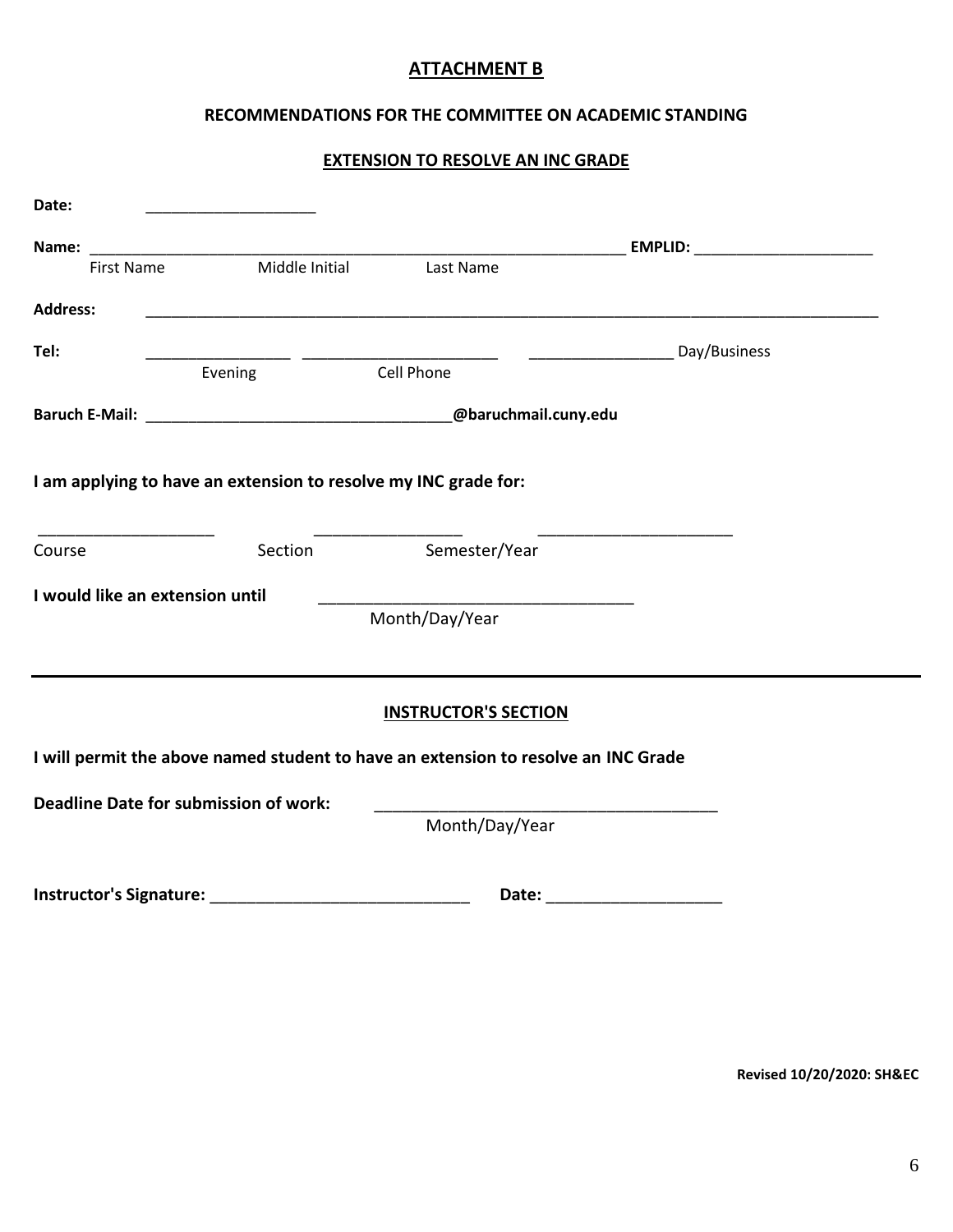## ATTACHMENT B

### RECOMMENDATIONS FOR THE COMMITTEE ON ACADEMIC STANDING

### EXTENSION TO RESOLVE AN INC GRADE

**Date:** ____________________

**Name:** ________________________________________________________________ **EMPLID:** _____________________
First Name Middle Initial Last Name

**Address:** ____________________________________________________________________________________

**Tel:** _________________ _______________________ _________________ Day/Business
Evening Cell Phone

**Baruch E-Mail:** ____________________________________@baruchmail.cuny.edu

**I am applying to have an extension to resolve my INC grade for:**

____________________ ________________ _____________________
Course Section Semester/Year

**I would like an extension until** ___________________________________
Month/Day/Year

---

### INSTRUCTOR'S SECTION

**I will permit the above named student to have an extension to resolve an INC Grade**

**Deadline Date for submission of work:** _____________________________________
Month/Day/Year

**Instructor's Signature:** ____________________________ **Date:** ___________________

**Revised 10/20/2020: SH&EC**